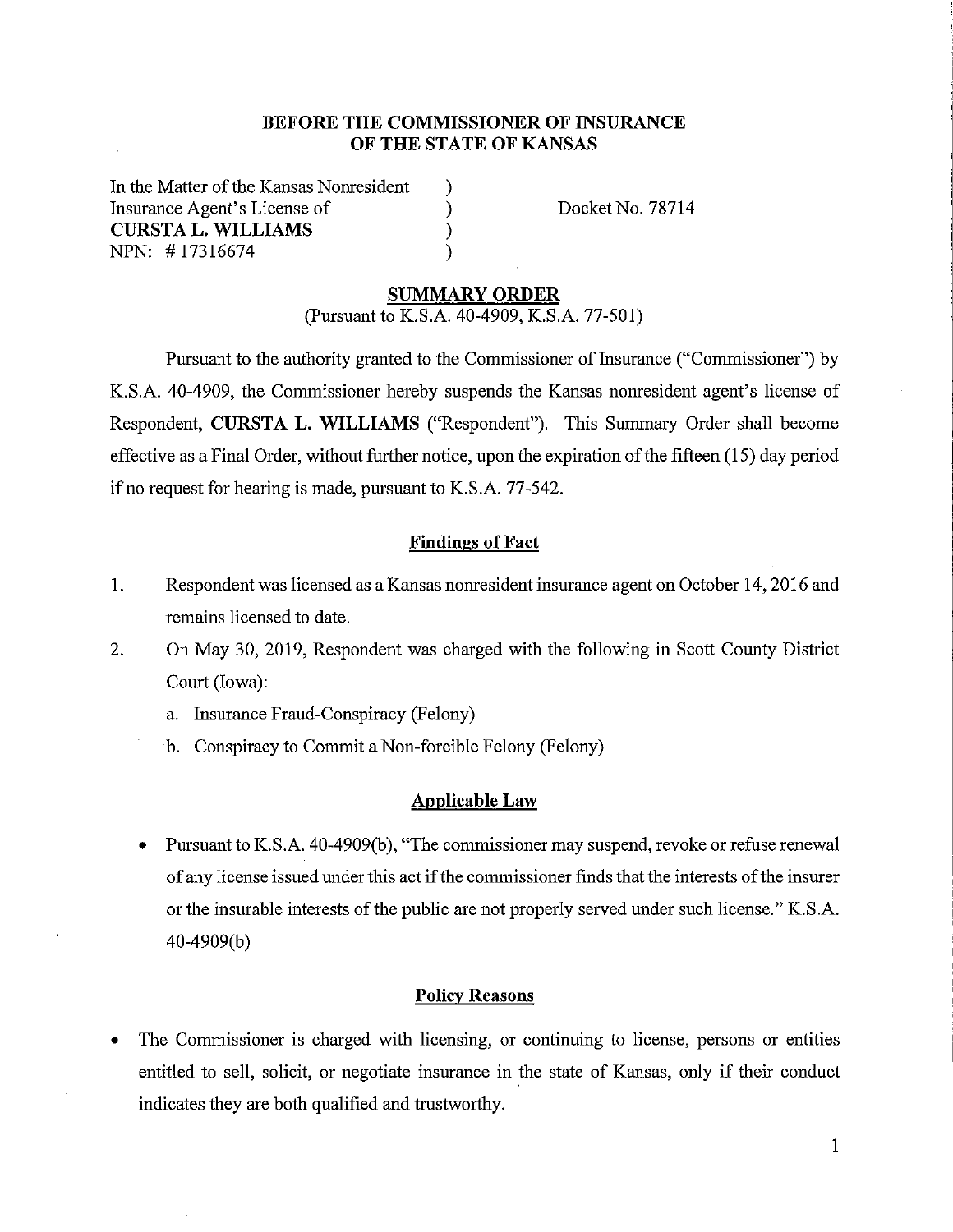## BEFORE THE COMMISSIONER OF INSURANCE OF THE STATE OF KANSAS

In the Matter of the Kansas Nonresident Insurance Agent's License of
**CURSTA L. WILLIAMS**
NPN: # 17316674

Docket No. 78714

## SUMMARY ORDER

(Pursuant to K.S.A. 40-4909, K.S.A. 77-501)

Pursuant to the authority granted to the Commissioner of Insurance ("Commissioner") by K.S.A. 40-4909, the Commissioner hereby suspends the Kansas nonresident agent's license of Respondent, **CURSTA L. WILLIAMS** ("Respondent"). This Summary Order shall become effective as a Final Order, without further notice, upon the expiration of the fifteen (15) day period if no request for hearing is made, pursuant to K.S.A. 77-542.

### Findings of Fact

1. Respondent was licensed as a Kansas nonresident insurance agent on October 14, 2016 and remains licensed to date.
2. On May 30, 2019, Respondent was charged with the following in Scott County District Court (Iowa):
   a. Insurance Fraud-Conspiracy (Felony)
   b. Conspiracy to Commit a Non-forcible Felony (Felony)

### Applicable Law

- Pursuant to K.S.A. 40-4909(b), "The commissioner may suspend, revoke or refuse renewal of any license issued under this act if the commissioner finds that the interests of the insurer or the insurable interests of the public are not properly served under such license." K.S.A. 40-4909(b)

### Policy Reasons

- The Commissioner is charged with licensing, or continuing to license, persons or entities entitled to sell, solicit, or negotiate insurance in the state of Kansas, only if their conduct indicates they are both qualified and trustworthy.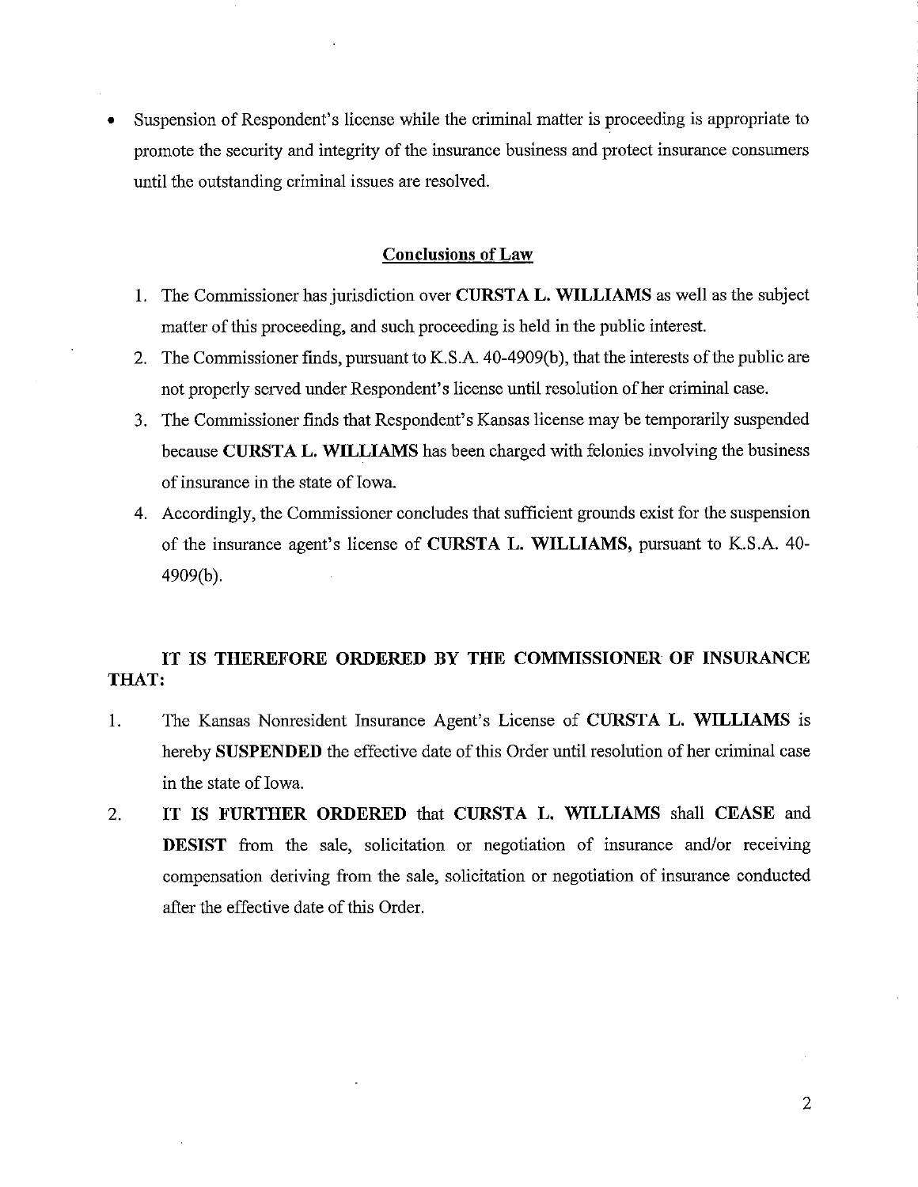- Suspension of Respondent's license while the criminal matter is proceeding is appropriate to promote the security and integrity of the insurance business and protect insurance consumers until the outstanding criminal issues are resolved.

## Conclusions of Law

1. The Commissioner has jurisdiction over **CURSTA L. WILLIAMS** as well as the subject matter of this proceeding, and such proceeding is held in the public interest.
2. The Commissioner finds, pursuant to K.S.A. 40-4909(b), that the interests of the public are not properly served under Respondent's license until resolution of her criminal case.
3. The Commissioner finds that Respondent's Kansas license may be temporarily suspended because **CURSTA L. WILLIAMS** has been charged with felonies involving the business of insurance in the state of Iowa.
4. Accordingly, the Commissioner concludes that sufficient grounds exist for the suspension of the insurance agent's license of **CURSTA L. WILLIAMS,** pursuant to K.S.A. 40-4909(b).

**IT IS THEREFORE ORDERED BY THE COMMISSIONER OF INSURANCE THAT:**

1. The Kansas Nonresident Insurance Agent's License of **CURSTA L. WILLIAMS** is hereby **SUSPENDED** the effective date of this Order until resolution of her criminal case in the state of Iowa.
2. **IT IS FURTHER ORDERED** that **CURSTA L. WILLIAMS** shall **CEASE** and **DESIST** from the sale, solicitation or negotiation of insurance and/or receiving compensation deriving from the sale, solicitation or negotiation of insurance conducted after the effective date of this Order.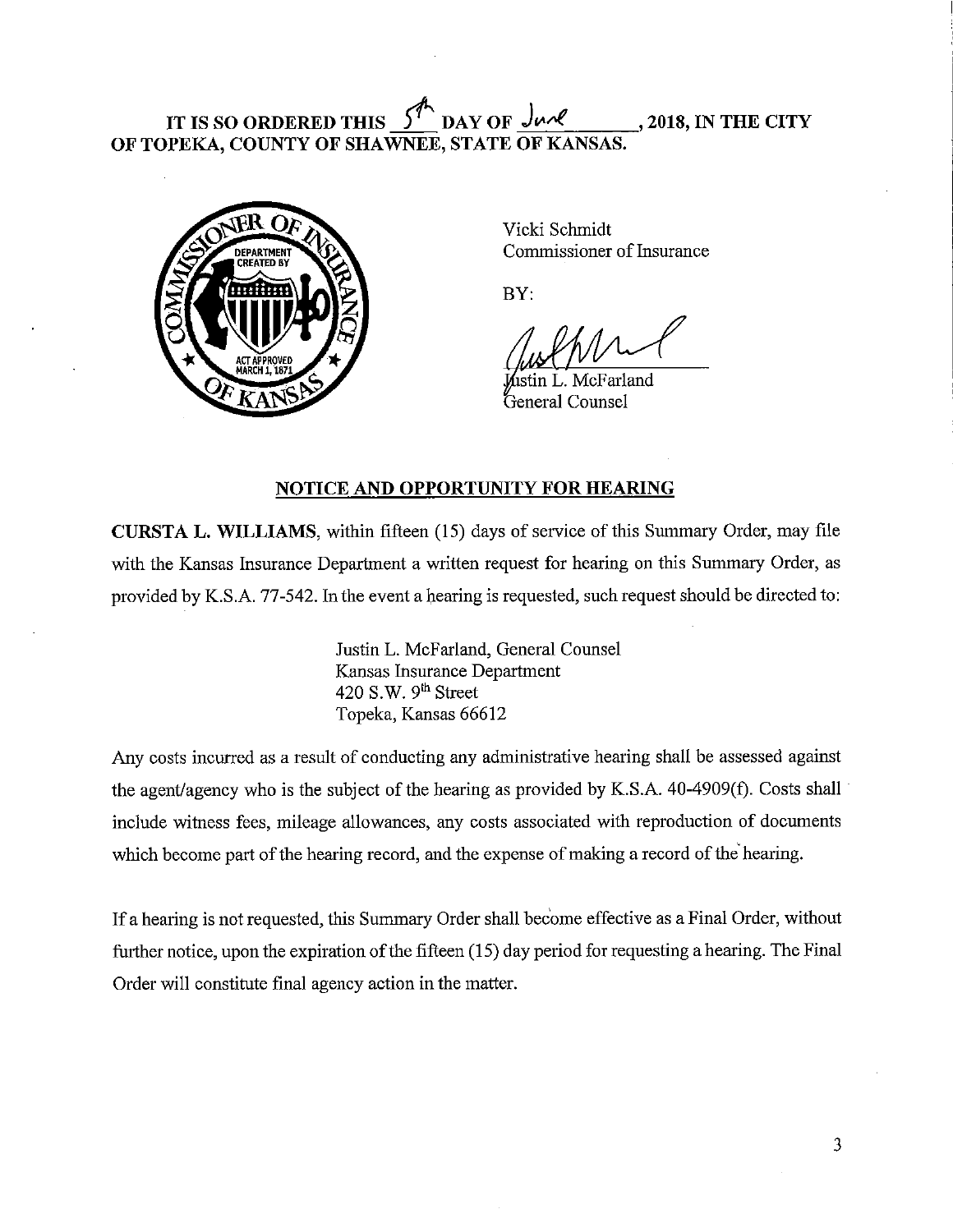**IT IS SO ORDERED THIS 5th DAY OF June, 2018, IN THE CITY OF TOPEKA, COUNTY OF SHAWNEE, STATE OF KANSAS.**

Vicki Schmidt
Commissioner of Insurance

BY:

Justin L. McFarland
General Counsel

## NOTICE AND OPPORTUNITY FOR HEARING

**CURSTA L. WILLIAMS**, within fifteen (15) days of service of this Summary Order, may file with the Kansas Insurance Department a written request for hearing on this Summary Order, as provided by K.S.A. 77-542. In the event a hearing is requested, such request should be directed to:

Justin L. McFarland, General Counsel
Kansas Insurance Department
420 S.W. 9th Street
Topeka, Kansas 66612

Any costs incurred as a result of conducting any administrative hearing shall be assessed against the agent/agency who is the subject of the hearing as provided by K.S.A. 40-4909(f). Costs shall include witness fees, mileage allowances, any costs associated with reproduction of documents which become part of the hearing record, and the expense of making a record of the hearing.

If a hearing is not requested, this Summary Order shall become effective as a Final Order, without further notice, upon the expiration of the fifteen (15) day period for requesting a hearing. The Final Order will constitute final agency action in the matter.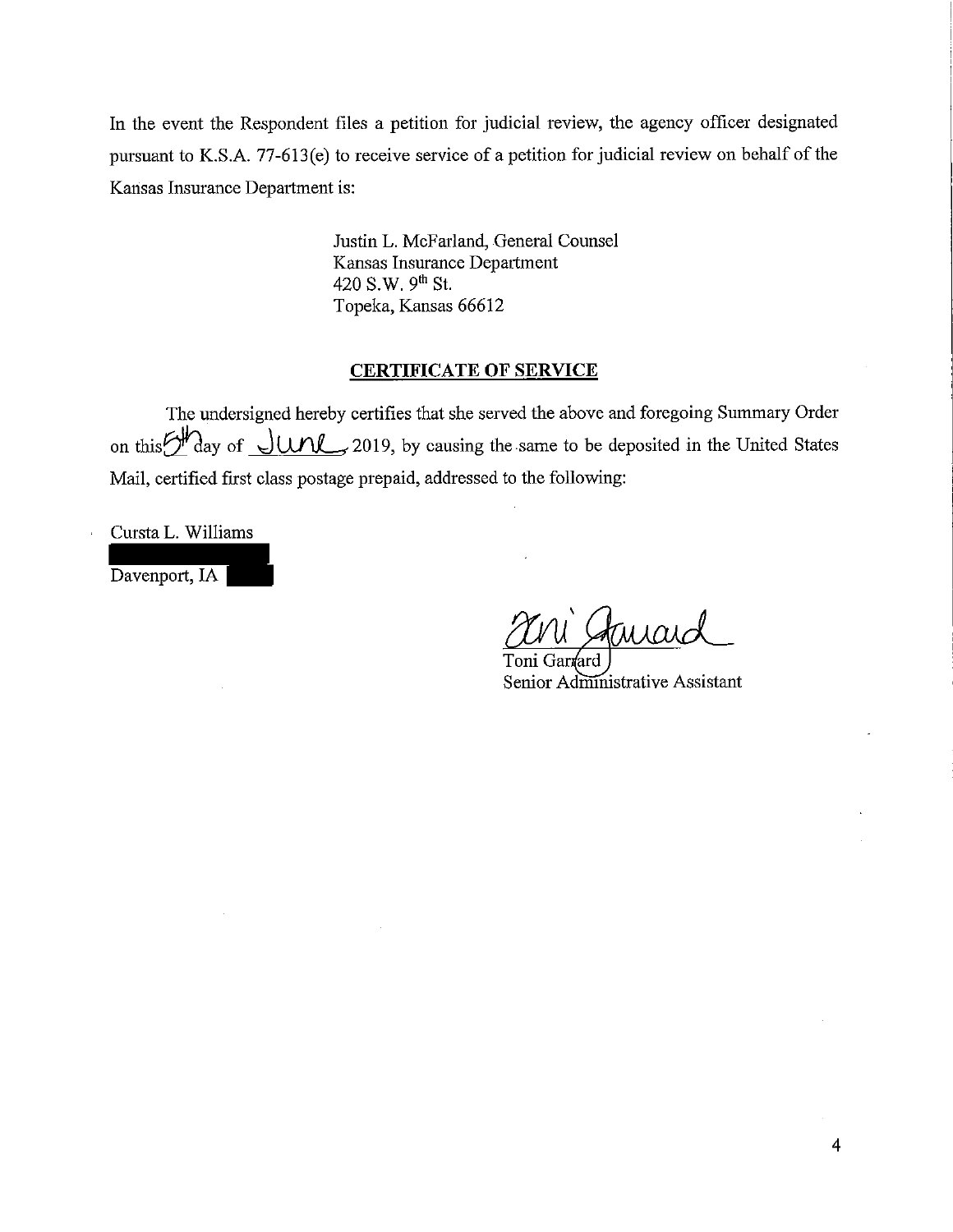In the event the Respondent files a petition for judicial review, the agency officer designated pursuant to K.S.A. 77-613(e) to receive service of a petition for judicial review on behalf of the Kansas Insurance Department is:

Justin L. McFarland, General Counsel  
Kansas Insurance Department  
420 S.W. 9th St.  
Topeka, Kansas 66612

## CERTIFICATE OF SERVICE

The undersigned hereby certifies that she served the above and foregoing Summary Order on this 5th day of June, 2019, by causing the same to be deposited in the United States Mail, certified first class postage prepaid, addressed to the following:

Cursta L. Williams  
Davenport, IA

Toni Garrard  
Senior Administrative Assistant